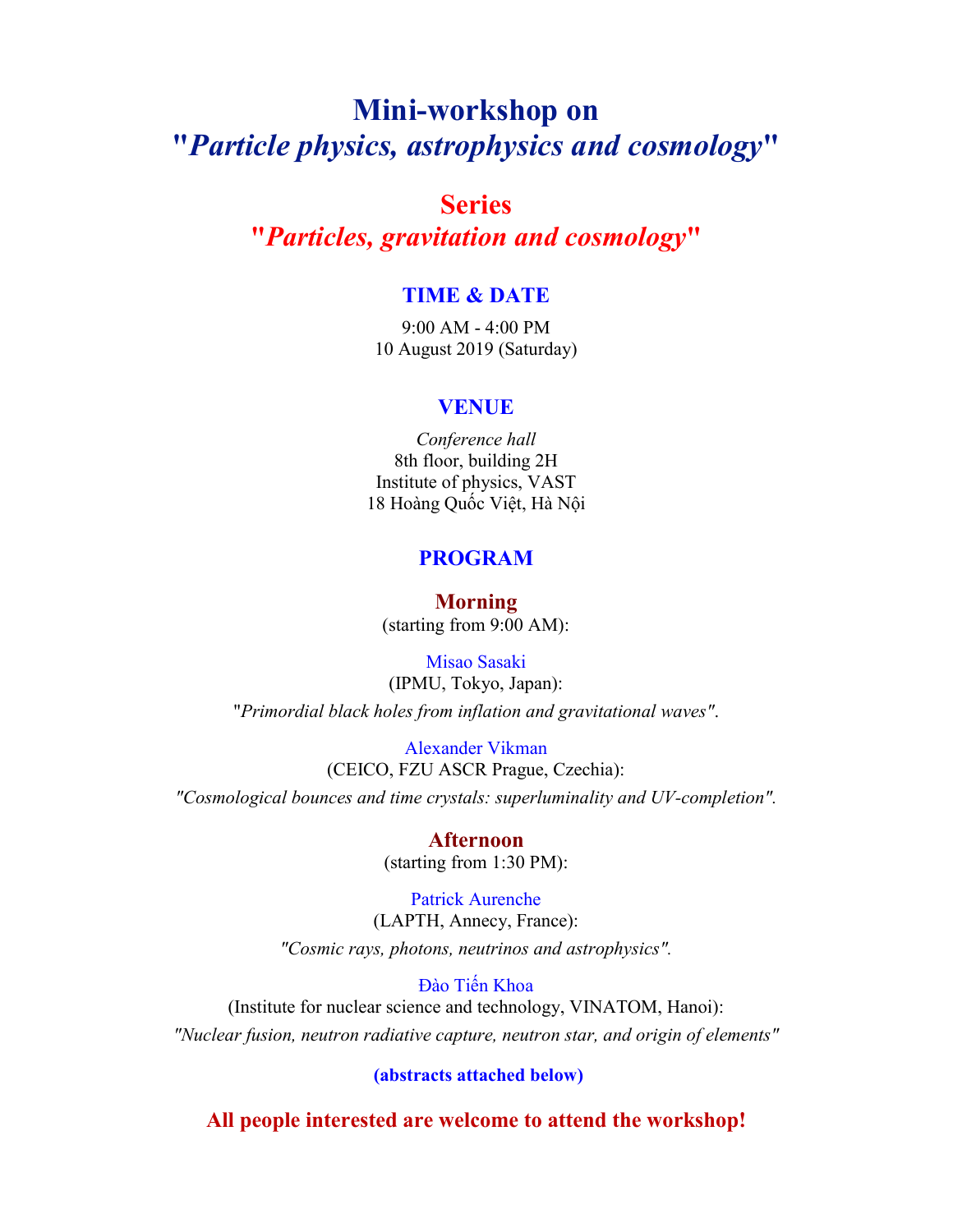# Mini-workshop on "*Particle physics, astrophysics and cosmology*"

## Series "*Particles, gravitation and cosmology*"

### TIME & DATE

9:00 AM - 4:00 PM
10 August 2019 (Saturday)

### VENUE

*Conference hall*
8th floor, building 2H
Institute of physics, VAST
18 Hoàng Quốc Việt, Hà Nội

### PROGRAM

#### Morning

(starting from 9:00 AM):

Misao Sasaki
(IPMU, Tokyo, Japan):
"*Primordial black holes from inflation and gravitational waves*".

Alexander Vikman
(CEICO, FZU ASCR Prague, Czechia):
*"Cosmological bounces and time crystals: superluminality and UV-completion"*.

#### Afternoon

(starting from 1:30 PM):

Patrick Aurenche
(LAPTH, Annecy, France):
*"Cosmic rays, photons, neutrinos and astrophysics"*.

Đào Tiến Khoa
(Institute for nuclear science and technology, VINATOM, Hanoi):
*"Nuclear fusion, neutron radiative capture, neutron star, and origin of elements"*

**(abstracts attached below)**

**All people interested are welcome to attend the workshop!**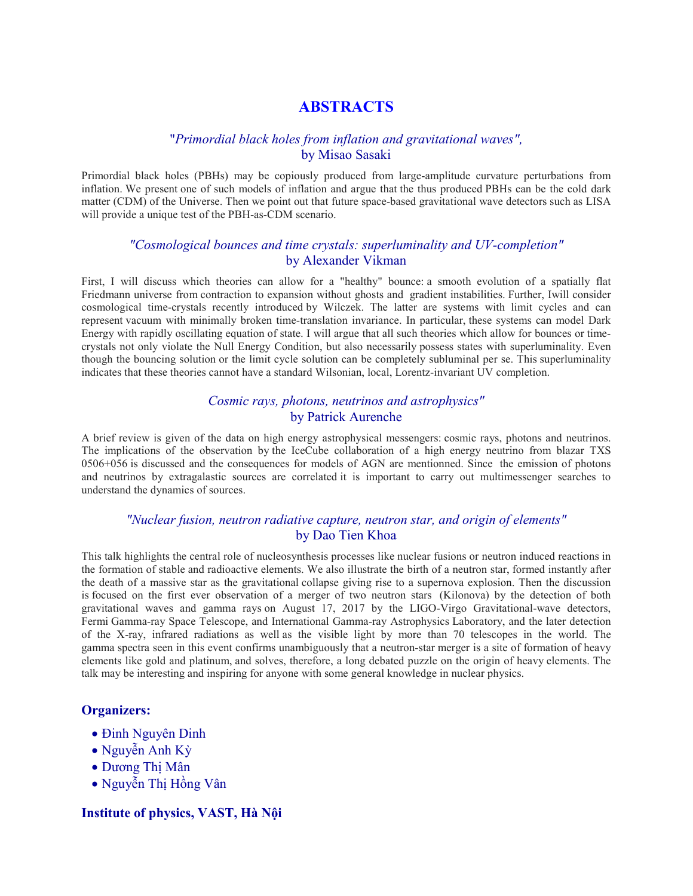# ABSTRACTS

### *"Primordial black holes from inflation and gravitational waves",*
### by Misao Sasaki

Primordial black holes (PBHs) may be copiously produced from large-amplitude curvature perturbations from inflation. We present one of such models of inflation and argue that the thus produced PBHs can be the cold dark matter (CDM) of the Universe. Then we point out that future space-based gravitational wave detectors such as LISA will provide a unique test of the PBH-as-CDM scenario.

### *"Cosmological bounces and time crystals: superluminality and UV-completion"*
### by Alexander Vikman

First, I will discuss which theories can allow for a "healthy" bounce: a smooth evolution of a spatially flat Friedmann universe from contraction to expansion without ghosts and gradient instabilities. Further, Iwill consider cosmological time-crystals recently introduced by Wilczek. The latter are systems with limit cycles and can represent vacuum with minimally broken time-translation invariance. In particular, these systems can model Dark Energy with rapidly oscillating equation of state. I will argue that all such theories which allow for bounces or time-crystals not only violate the Null Energy Condition, but also necessarily possess states with superluminality. Even though the bouncing solution or the limit cycle solution can be completely subluminal per se. This superluminality indicates that these theories cannot have a standard Wilsonian, local, Lorentz-invariant UV completion.

### *Cosmic rays, photons, neutrinos and astrophysics"*
### by Patrick Aurenche

A brief review is given of the data on high energy astrophysical messengers: cosmic rays, photons and neutrinos. The implications of the observation by the IceCube collaboration of a high energy neutrino from blazar TXS 0506+056 is discussed and the consequences for models of AGN are mentionned. Since the emission of photons and neutrinos by extragalastic sources are correlated it is important to carry out multimessenger searches to understand the dynamics of sources.

### *"Nuclear fusion, neutron radiative capture, neutron star, and origin of elements"*
### by Dao Tien Khoa

This talk highlights the central role of nucleosynthesis processes like nuclear fusions or neutron induced reactions in the formation of stable and radioactive elements. We also illustrate the birth of a neutron star, formed instantly after the death of a massive star as the gravitational collapse giving rise to a supernova explosion. Then the discussion is focused on the first ever observation of a merger of two neutron stars (Kilonova) by the detection of both gravitational waves and gamma rays on August 17, 2017 by the LIGO-Virgo Gravitational-wave detectors, Fermi Gamma-ray Space Telescope, and International Gamma-ray Astrophysics Laboratory, and the later detection of the X-ray, infrared radiations as well as the visible light by more than 70 telescopes in the world. The gamma spectra seen in this event confirms unambiguously that a neutron-star merger is a site of formation of heavy elements like gold and platinum, and solves, therefore, a long debated puzzle on the origin of heavy elements. The talk may be interesting and inspiring for anyone with some general knowledge in nuclear physics.

### Organizers:

- Đinh Nguyên Dinh
- Nguyễn Anh Kỳ
- Dương Thị Mân
- Nguyễn Thị Hồng Vân

### Institute of physics, VAST, Hà Nội